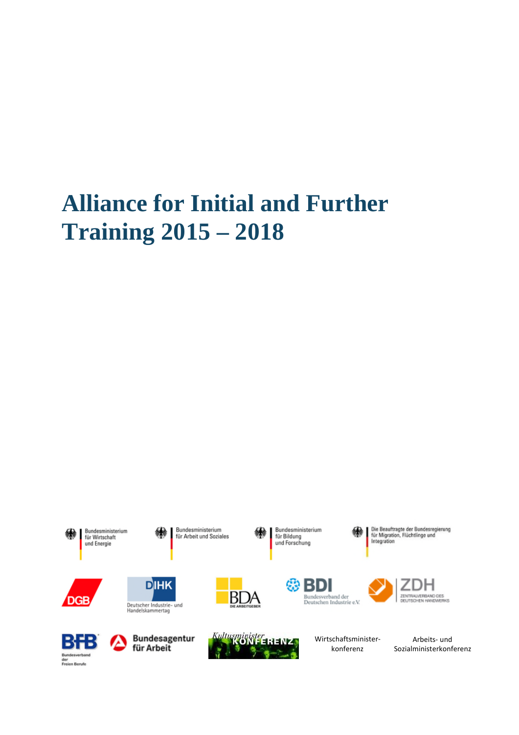# Alliance for Initial and Further Training 2015 – 2018

Bundesministerium für Wirtschaft und Energie

Bundesministerium für Arbeit und Soziales

Bundesministerium für Bildung und Forschung

Die Beauftragte der Bundesregierung für Migration, Flüchtlinge und Integration

DGB

DIHK Deutscher Industrie- und Handelskammertag

BDA Die Arbeitgeber

BDI Bundesverband der Deutschen Industrie e.V.

ZDH Zentralverband des Deutschen Handwerks

BFB Bundesverband der Freien Berufe

Bundesagentur für Arbeit

Kultusminister Konferenz

Wirtschaftsminister-konferenz

Arbeits- und Sozialministerkonferenz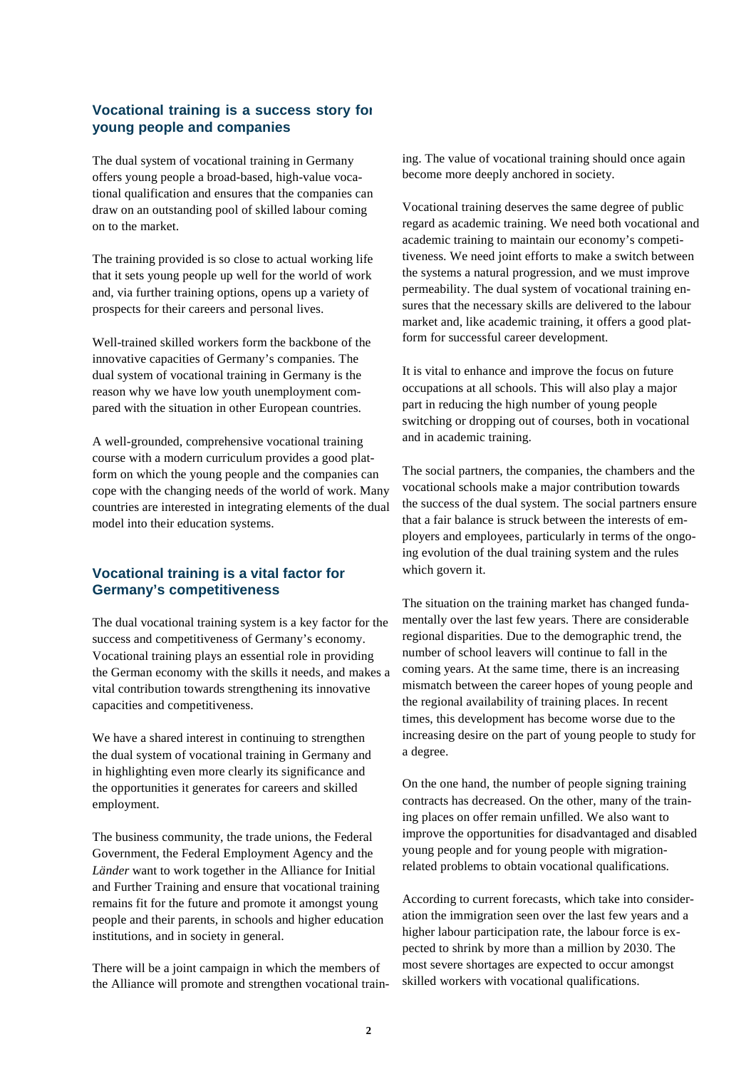## Vocational training is a success story for young people and companies

The dual system of vocational training in Germany offers young people a broad-based, high-value vocational qualification and ensures that the companies can draw on an outstanding pool of skilled labour coming on to the market.

The training provided is so close to actual working life that it sets young people up well for the world of work and, via further training options, opens up a variety of prospects for their careers and personal lives.

Well-trained skilled workers form the backbone of the innovative capacities of Germany's companies. The dual system of vocational training in Germany is the reason why we have low youth unemployment compared with the situation in other European countries.

A well-grounded, comprehensive vocational training course with a modern curriculum provides a good platform on which the young people and the companies can cope with the changing needs of the world of work. Many countries are interested in integrating elements of the dual model into their education systems.

## Vocational training is a vital factor for Germany's competitiveness

The dual vocational training system is a key factor for the success and competitiveness of Germany's economy. Vocational training plays an essential role in providing the German economy with the skills it needs, and makes a vital contribution towards strengthening its innovative capacities and competitiveness.

We have a shared interest in continuing to strengthen the dual system of vocational training in Germany and in highlighting even more clearly its significance and the opportunities it generates for careers and skilled employment.

The business community, the trade unions, the Federal Government, the Federal Employment Agency and the *Länder* want to work together in the Alliance for Initial and Further Training and ensure that vocational training remains fit for the future and promote it amongst young people and their parents, in schools and higher education institutions, and in society in general.

There will be a joint campaign in which the members of the Alliance will promote and strengthen vocational training. The value of vocational training should once again become more deeply anchored in society.

Vocational training deserves the same degree of public regard as academic training. We need both vocational and academic training to maintain our economy's competitiveness. We need joint efforts to make a switch between the systems a natural progression, and we must improve permeability. The dual system of vocational training ensures that the necessary skills are delivered to the labour market and, like academic training, it offers a good platform for successful career development.

It is vital to enhance and improve the focus on future occupations at all schools. This will also play a major part in reducing the high number of young people switching or dropping out of courses, both in vocational and in academic training.

The social partners, the companies, the chambers and the vocational schools make a major contribution towards the success of the dual system. The social partners ensure that a fair balance is struck between the interests of employers and employees, particularly in terms of the ongoing evolution of the dual training system and the rules which govern it.

The situation on the training market has changed fundamentally over the last few years. There are considerable regional disparities. Due to the demographic trend, the number of school leavers will continue to fall in the coming years. At the same time, there is an increasing mismatch between the career hopes of young people and the regional availability of training places. In recent times, this development has become worse due to the increasing desire on the part of young people to study for a degree.

On the one hand, the number of people signing training contracts has decreased. On the other, many of the training places on offer remain unfilled. We also want to improve the opportunities for disadvantaged and disabled young people and for young people with migration-related problems to obtain vocational qualifications.

According to current forecasts, which take into consideration the immigration seen over the last few years and a higher labour participation rate, the labour force is expected to shrink by more than a million by 2030. The most severe shortages are expected to occur amongst skilled workers with vocational qualifications.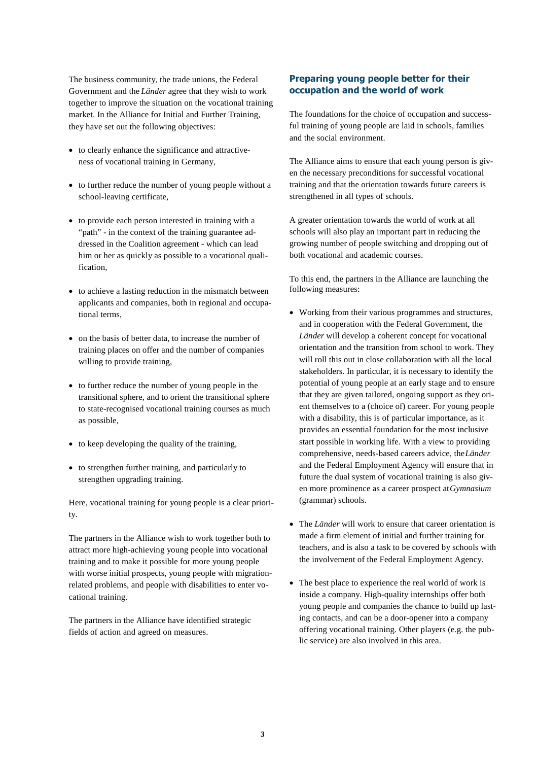The business community, the trade unions, the Federal Government and the *Länder* agree that they wish to work together to improve the situation on the vocational training market. In the Alliance for Initial and Further Training, they have set out the following objectives:

- to clearly enhance the significance and attractiveness of vocational training in Germany,
- to further reduce the number of young people without a school-leaving certificate,
- to provide each person interested in training with a "path" - in the context of the training guarantee addressed in the Coalition agreement - which can lead him or her as quickly as possible to a vocational qualification,
- to achieve a lasting reduction in the mismatch between applicants and companies, both in regional and occupational terms,
- on the basis of better data, to increase the number of training places on offer and the number of companies willing to provide training,
- to further reduce the number of young people in the transitional sphere, and to orient the transitional sphere to state-recognised vocational training courses as much as possible,
- to keep developing the quality of the training,
- to strengthen further training, and particularly to strengthen upgrading training.

Here, vocational training for young people is a clear priority.

The partners in the Alliance wish to work together both to attract more high-achieving young people into vocational training and to make it possible for more young people with worse initial prospects, young people with migration-related problems, and people with disabilities to enter vocational training.

The partners in the Alliance have identified strategic fields of action and agreed on measures.

## Preparing young people better for their occupation and the world of work

The foundations for the choice of occupation and successful training of young people are laid in schools, families and the social environment.

The Alliance aims to ensure that each young person is given the necessary preconditions for successful vocational training and that the orientation towards future careers is strengthened in all types of schools.

A greater orientation towards the world of work at all schools will also play an important part in reducing the growing number of people switching and dropping out of both vocational and academic courses.

To this end, the partners in the Alliance are launching the following measures:

- Working from their various programmes and structures, and in cooperation with the Federal Government, the *Länder* will develop a coherent concept for vocational orientation and the transition from school to work. They will roll this out in close collaboration with all the local stakeholders. In particular, it is necessary to identify the potential of young people at an early stage and to ensure that they are given tailored, ongoing support as they orient themselves to a (choice of) career. For young people with a disability, this is of particular importance, as it provides an essential foundation for the most inclusive start possible in working life. With a view to providing comprehensive, needs-based careers advice, the *Länder* and the Federal Employment Agency will ensure that in future the dual system of vocational training is also given more prominence as a career prospect at *Gymnasium* (grammar) schools.
- The *Länder* will work to ensure that career orientation is made a firm element of initial and further training for teachers, and is also a task to be covered by schools with the involvement of the Federal Employment Agency.
- The best place to experience the real world of work is inside a company. High-quality internships offer both young people and companies the chance to build up lasting contacts, and can be a door-opener into a company offering vocational training. Other players (e.g. the public service) are also involved in this area.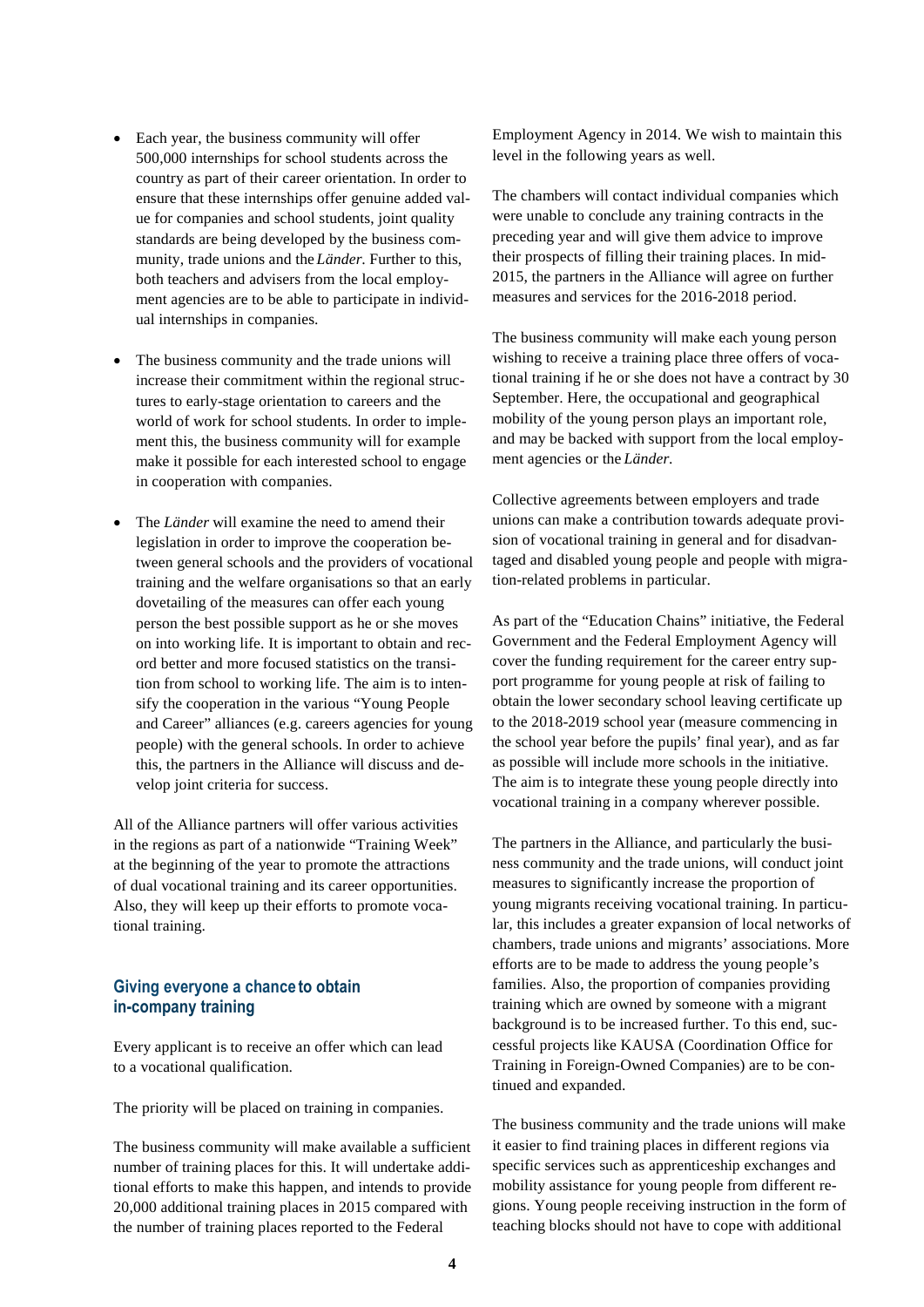- Each year, the business community will offer 500,000 internships for school students across the country as part of their career orientation. In order to ensure that these internships offer genuine added value for companies and school students, joint quality standards are being developed by the business community, trade unions and the *Länder*. Further to this, both teachers and advisers from the local employment agencies are to be able to participate in individual internships in companies.

- The business community and the trade unions will increase their commitment within the regional structures to early-stage orientation to careers and the world of work for school students. In order to implement this, the business community will for example make it possible for each interested school to engage in cooperation with companies.

- The *Länder* will examine the need to amend their legislation in order to improve the cooperation between general schools and the providers of vocational training and the welfare organisations so that an early dovetailing of the measures can offer each young person the best possible support as he or she moves on into working life. It is important to obtain and record better and more focused statistics on the transition from school to working life. The aim is to intensify the cooperation in the various "Young People and Career" alliances (e.g. careers agencies for young people) with the general schools. In order to achieve this, the partners in the Alliance will discuss and develop joint criteria for success.

All of the Alliance partners will offer various activities in the regions as part of a nationwide "Training Week" at the beginning of the year to promote the attractions of dual vocational training and its career opportunities. Also, they will keep up their efforts to promote vocational training.

## Giving everyone a chance to obtain in-company training

Every applicant is to receive an offer which can lead to a vocational qualification.

The priority will be placed on training in companies.

The business community will make available a sufficient number of training places for this. It will undertake additional efforts to make this happen, and intends to provide 20,000 additional training places in 2015 compared with the number of training places reported to the Federal Employment Agency in 2014. We wish to maintain this level in the following years as well.

The chambers will contact individual companies which were unable to conclude any training contracts in the preceding year and will give them advice to improve their prospects of filling their training places. In mid-2015, the partners in the Alliance will agree on further measures and services for the 2016-2018 period.

The business community will make each young person wishing to receive a training place three offers of vocational training if he or she does not have a contract by 30 September. Here, the occupational and geographical mobility of the young person plays an important role, and may be backed with support from the local employment agencies or the *Länder*.

Collective agreements between employers and trade unions can make a contribution towards adequate provision of vocational training in general and for disadvantaged and disabled young people and people with migration-related problems in particular.

As part of the "Education Chains" initiative, the Federal Government and the Federal Employment Agency will cover the funding requirement for the career entry support programme for young people at risk of failing to obtain the lower secondary school leaving certificate up to the 2018-2019 school year (measure commencing in the school year before the pupils' final year), and as far as possible will include more schools in the initiative. The aim is to integrate these young people directly into vocational training in a company wherever possible.

The partners in the Alliance, and particularly the business community and the trade unions, will conduct joint measures to significantly increase the proportion of young migrants receiving vocational training. In particular, this includes a greater expansion of local networks of chambers, trade unions and migrants' associations. More efforts are to be made to address the young people's families. Also, the proportion of companies providing training which are owned by someone with a migrant background is to be increased further. To this end, successful projects like KAUSA (Coordination Office for Training in Foreign-Owned Companies) are to be continued and expanded.

The business community and the trade unions will make it easier to find training places in different regions via specific services such as apprenticeship exchanges and mobility assistance for young people from different regions. Young people receiving instruction in the form of teaching blocks should not have to cope with additional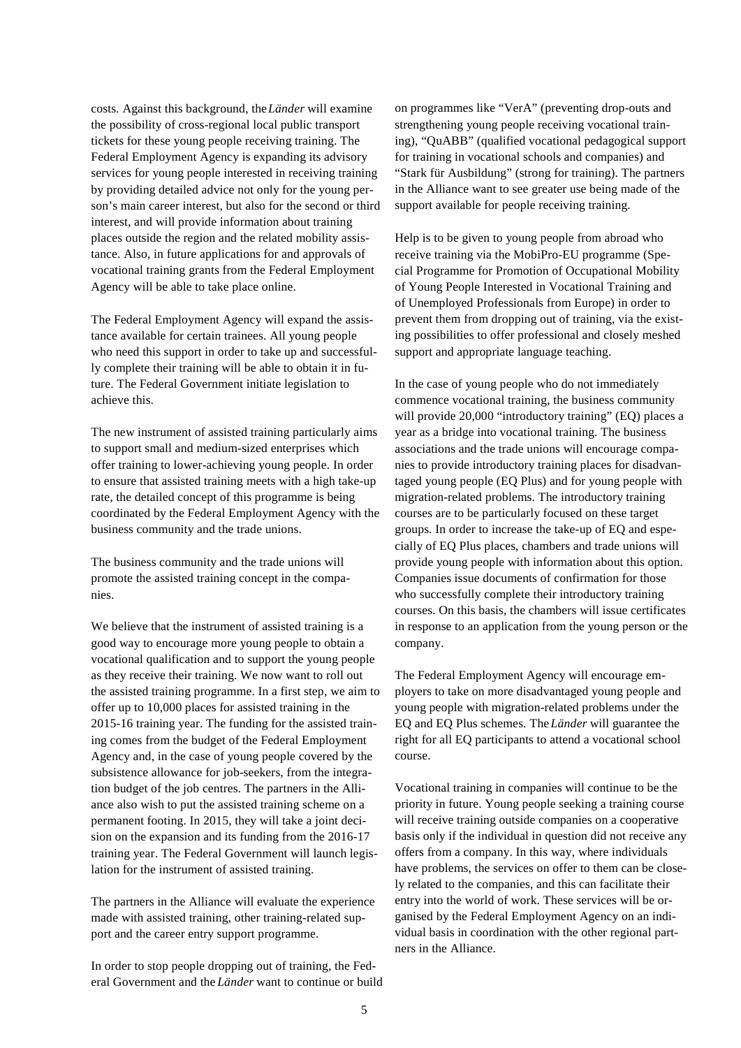costs. Against this background, the *Länder* will examine the possibility of cross-regional local public transport tickets for these young people receiving training. The Federal Employment Agency is expanding its advisory services for young people interested in receiving training by providing detailed advice not only for the young person's main career interest, but also for the second or third interest, and will provide information about training places outside the region and the related mobility assistance. Also, in future applications for and approvals of vocational training grants from the Federal Employment Agency will be able to take place online.

The Federal Employment Agency will expand the assistance available for certain trainees. All young people who need this support in order to take up and successfully complete their training will be able to obtain it in future. The Federal Government initiate legislation to achieve this.

The new instrument of assisted training particularly aims to support small and medium-sized enterprises which offer training to lower-achieving young people. In order to ensure that assisted training meets with a high take-up rate, the detailed concept of this programme is being coordinated by the Federal Employment Agency with the business community and the trade unions.

The business community and the trade unions will promote the assisted training concept in the companies.

We believe that the instrument of assisted training is a good way to encourage more young people to obtain a vocational qualification and to support the young people as they receive their training. We now want to roll out the assisted training programme. In a first step, we aim to offer up to 10,000 places for assisted training in the 2015-16 training year. The funding for the assisted training comes from the budget of the Federal Employment Agency and, in the case of young people covered by the subsistence allowance for job-seekers, from the integration budget of the job centres. The partners in the Alliance also wish to put the assisted training scheme on a permanent footing. In 2015, they will take a joint decision on the expansion and its funding from the 2016-17 training year. The Federal Government will launch legislation for the instrument of assisted training.

The partners in the Alliance will evaluate the experience made with assisted training, other training-related support and the career entry support programme.

In order to stop people dropping out of training, the Federal Government and the *Länder* want to continue or build on programmes like "VerA" (preventing drop-outs and strengthening young people receiving vocational training), "QuABB" (qualified vocational pedagogical support for training in vocational schools and companies) and "Stark für Ausbildung" (strong for training). The partners in the Alliance want to see greater use being made of the support available for people receiving training.

Help is to be given to young people from abroad who receive training via the MobiPro-EU programme (Special Programme for Promotion of Occupational Mobility of Young People Interested in Vocational Training and of Unemployed Professionals from Europe) in order to prevent them from dropping out of training, via the existing possibilities to offer professional and closely meshed support and appropriate language teaching.

In the case of young people who do not immediately commence vocational training, the business community will provide 20,000 "introductory training" (EQ) places a year as a bridge into vocational training. The business associations and the trade unions will encourage companies to provide introductory training places for disadvantaged young people (EQ Plus) and for young people with migration-related problems. The introductory training courses are to be particularly focused on these target groups. In order to increase the take-up of EQ and especially of EQ Plus places, chambers and trade unions will provide young people with information about this option. Companies issue documents of confirmation for those who successfully complete their introductory training courses. On this basis, the chambers will issue certificates in response to an application from the young person or the company.

The Federal Employment Agency will encourage employers to take on more disadvantaged young people and young people with migration-related problems under the EQ and EQ Plus schemes. The *Länder* will guarantee the right for all EQ participants to attend a vocational school course.

Vocational training in companies will continue to be the priority in future. Young people seeking a training course will receive training outside companies on a cooperative basis only if the individual in question did not receive any offers from a company. In this way, where individuals have problems, the services on offer to them can be closely related to the companies, and this can facilitate their entry into the world of work. These services will be organised by the Federal Employment Agency on an individual basis in coordination with the other regional partners in the Alliance.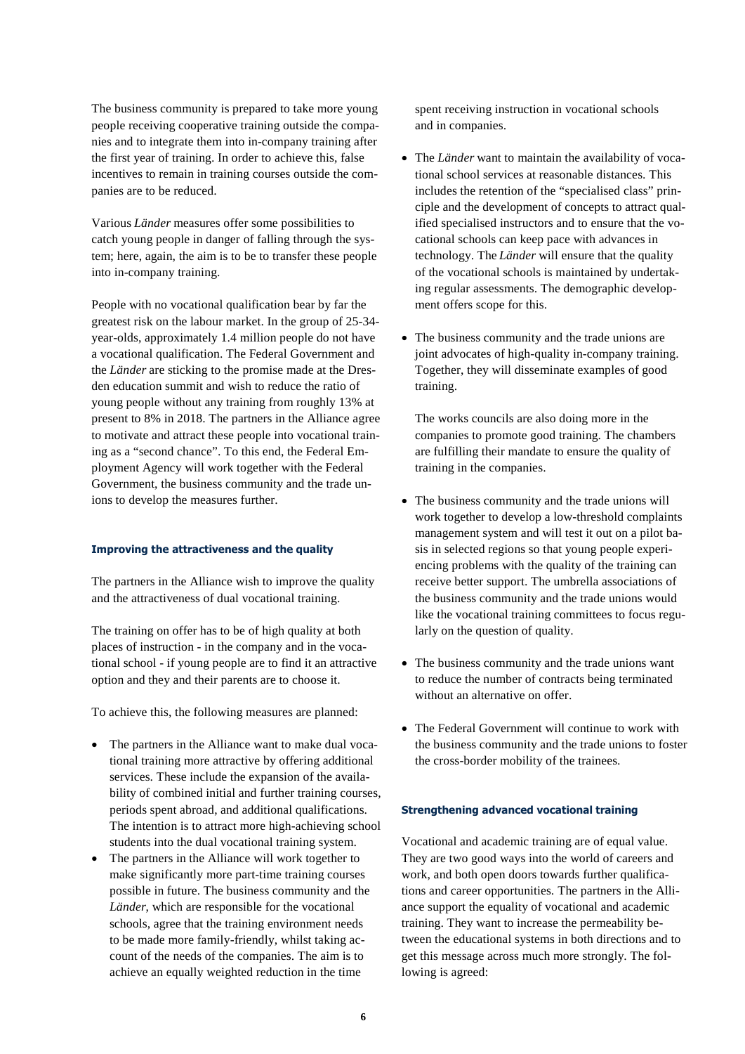The business community is prepared to take more young people receiving cooperative training outside the companies and to integrate them into in-company training after the first year of training. In order to achieve this, false incentives to remain in training courses outside the companies are to be reduced.

Various *Länder* measures offer some possibilities to catch young people in danger of falling through the system; here, again, the aim is to be to transfer these people into in-company training.

People with no vocational qualification bear by far the greatest risk on the labour market. In the group of 25-34-year-olds, approximately 1.4 million people do not have a vocational qualification. The Federal Government and the *Länder* are sticking to the promise made at the Dresden education summit and wish to reduce the ratio of young people without any training from roughly 13% at present to 8% in 2018. The partners in the Alliance agree to motivate and attract these people into vocational training as a "second chance". To this end, the Federal Employment Agency will work together with the Federal Government, the business community and the trade unions to develop the measures further.

#### Improving the attractiveness and the quality

The partners in the Alliance wish to improve the quality and the attractiveness of dual vocational training.

The training on offer has to be of high quality at both places of instruction - in the company and in the vocational school - if young people are to find it an attractive option and they and their parents are to choose it.

To achieve this, the following measures are planned:

- The partners in the Alliance want to make dual vocational training more attractive by offering additional services. These include the expansion of the availability of combined initial and further training courses, periods spent abroad, and additional qualifications. The intention is to attract more high-achieving school students into the dual vocational training system.
- The partners in the Alliance will work together to make significantly more part-time training courses possible in future. The business community and the *Länder*, which are responsible for the vocational schools, agree that the training environment needs to be made more family-friendly, whilst taking account of the needs of the companies. The aim is to achieve an equally weighted reduction in the time spent receiving instruction in vocational schools and in companies.
- The *Länder* want to maintain the availability of vocational school services at reasonable distances. This includes the retention of the "specialised class" principle and the development of concepts to attract qualified specialised instructors and to ensure that the vocational schools can keep pace with advances in technology. The *Länder* will ensure that the quality of the vocational schools is maintained by undertaking regular assessments. The demographic development offers scope for this.
- The business community and the trade unions are joint advocates of high-quality in-company training. Together, they will disseminate examples of good training.

  The works councils are also doing more in the companies to promote good training. The chambers are fulfilling their mandate to ensure the quality of training in the companies.
- The business community and the trade unions will work together to develop a low-threshold complaints management system and will test it out on a pilot basis in selected regions so that young people experiencing problems with the quality of the training can receive better support. The umbrella associations of the business community and the trade unions would like the vocational training committees to focus regularly on the question of quality.
- The business community and the trade unions want to reduce the number of contracts being terminated without an alternative on offer.
- The Federal Government will continue to work with the business community and the trade unions to foster the cross-border mobility of the trainees.

#### Strengthening advanced vocational training

Vocational and academic training are of equal value. They are two good ways into the world of careers and work, and both open doors towards further qualifications and career opportunities. The partners in the Alliance support the equality of vocational and academic training. They want to increase the permeability between the educational systems in both directions and to get this message across much more strongly. The following is agreed: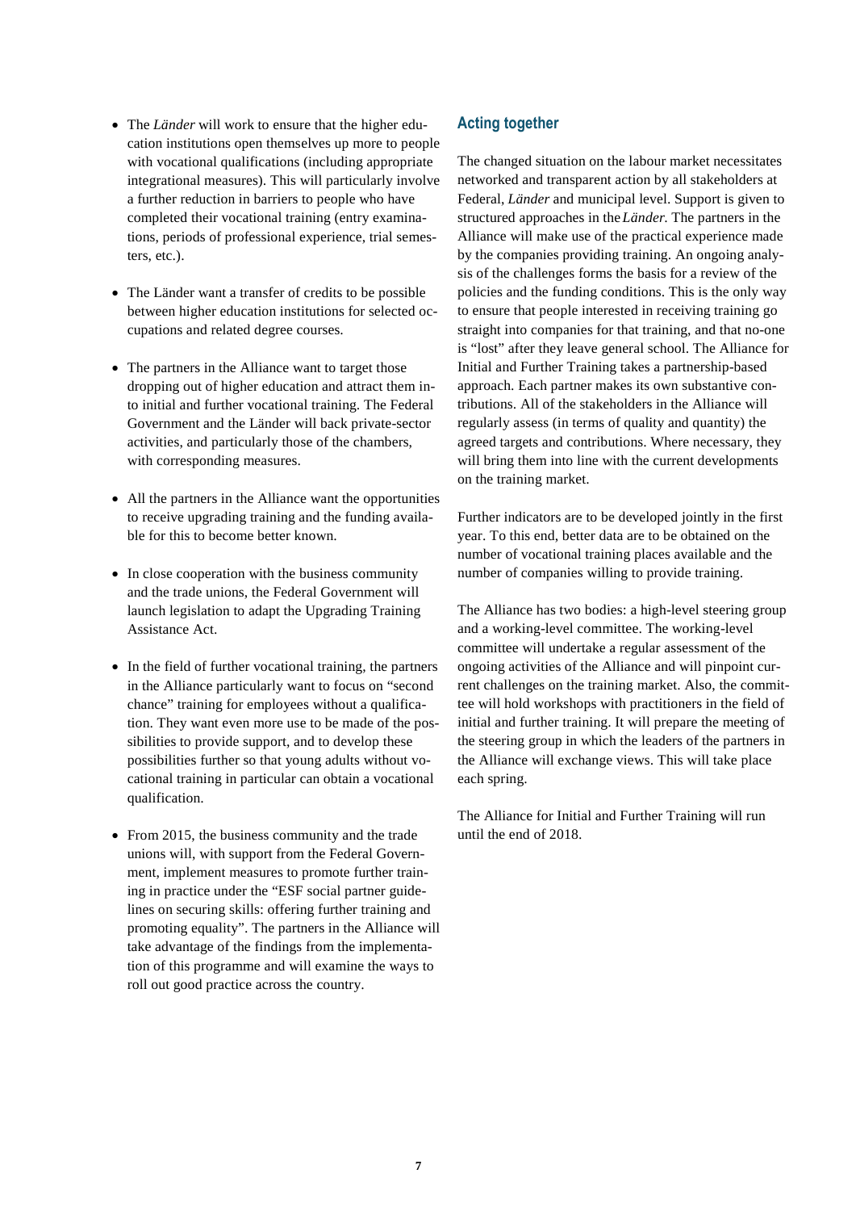- The *Länder* will work to ensure that the higher education institutions open themselves up more to people with vocational qualifications (including appropriate integrational measures). This will particularly involve a further reduction in barriers to people who have completed their vocational training (entry examinations, periods of professional experience, trial semesters, etc.).

- The Länder want a transfer of credits to be possible between higher education institutions for selected occupations and related degree courses.

- The partners in the Alliance want to target those dropping out of higher education and attract them into initial and further vocational training. The Federal Government and the Länder will back private-sector activities, and particularly those of the chambers, with corresponding measures.

- All the partners in the Alliance want the opportunities to receive upgrading training and the funding available for this to become better known.

- In close cooperation with the business community and the trade unions, the Federal Government will launch legislation to adapt the Upgrading Training Assistance Act.

- In the field of further vocational training, the partners in the Alliance particularly want to focus on "second chance" training for employees without a qualification. They want even more use to be made of the possibilities to provide support, and to develop these possibilities further so that young adults without vocational training in particular can obtain a vocational qualification.

- From 2015, the business community and the trade unions will, with support from the Federal Government, implement measures to promote further training in practice under the "ESF social partner guidelines on securing skills: offering further training and promoting equality". The partners in the Alliance will take advantage of the findings from the implementation of this programme and will examine the ways to roll out good practice across the country.

## Acting together

The changed situation on the labour market necessitates networked and transparent action by all stakeholders at Federal, *Länder* and municipal level. Support is given to structured approaches in the *Länder.* The partners in the Alliance will make use of the practical experience made by the companies providing training. An ongoing analysis of the challenges forms the basis for a review of the policies and the funding conditions. This is the only way to ensure that people interested in receiving training go straight into companies for that training, and that no-one is "lost" after they leave general school. The Alliance for Initial and Further Training takes a partnership-based approach. Each partner makes its own substantive contributions. All of the stakeholders in the Alliance will regularly assess (in terms of quality and quantity) the agreed targets and contributions. Where necessary, they will bring them into line with the current developments on the training market.

Further indicators are to be developed jointly in the first year. To this end, better data are to be obtained on the number of vocational training places available and the number of companies willing to provide training.

The Alliance has two bodies: a high-level steering group and a working-level committee. The working-level committee will undertake a regular assessment of the ongoing activities of the Alliance and will pinpoint current challenges on the training market. Also, the committee will hold workshops with practitioners in the field of initial and further training. It will prepare the meeting of the steering group in which the leaders of the partners in the Alliance will exchange views. This will take place each spring.

The Alliance for Initial and Further Training will run until the end of 2018.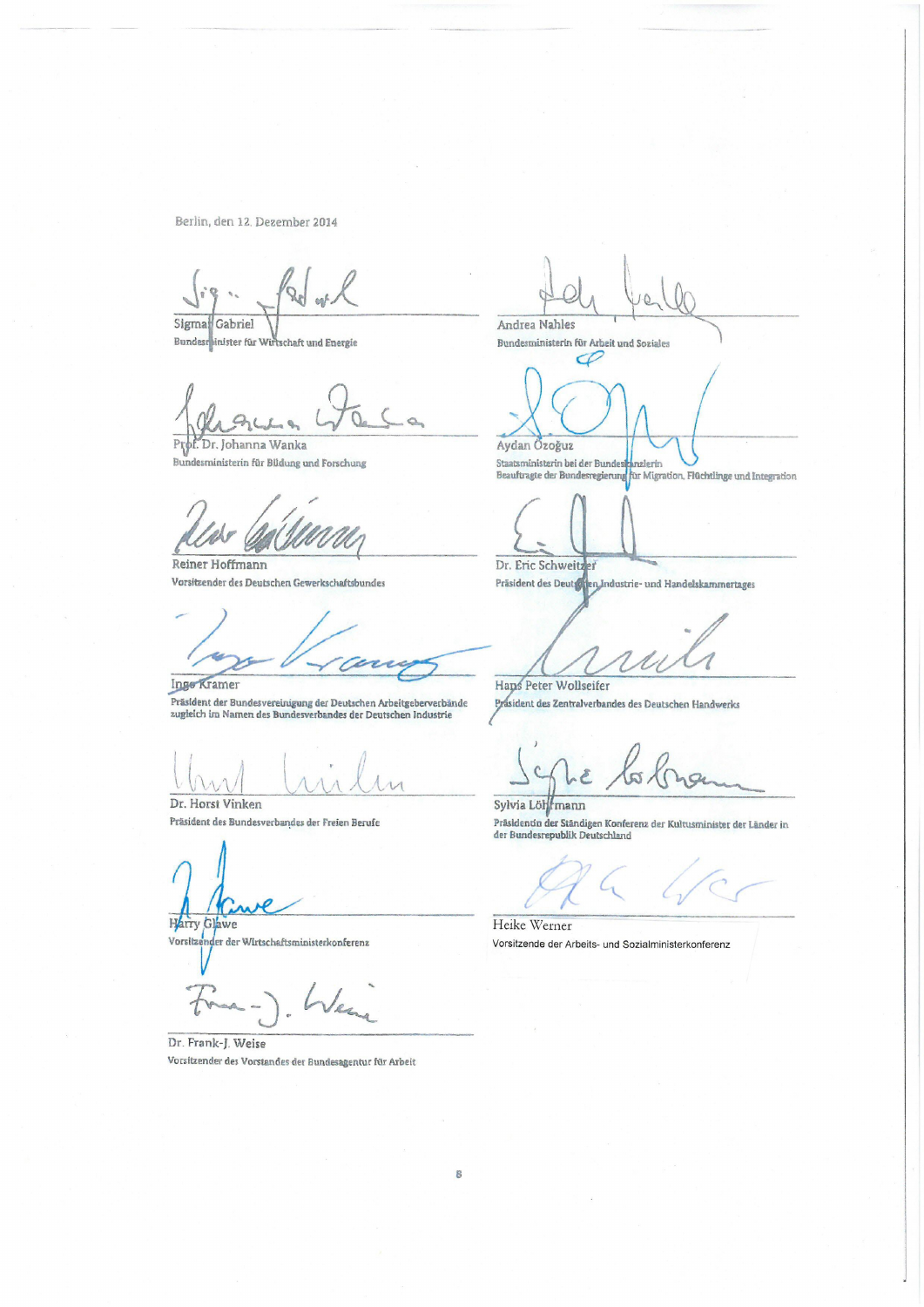Berlin, den 12. Dezember 2014

Sigmar Gabriel
Bundesminister für Wirtschaft und Energie

Andrea Nahles
Bundesministerin für Arbeit und Soziales

Prof. Dr. Johanna Wanka
Bundesministerin für Bildung und Forschung

Aydan Özoğuz
Staatsministerin bei der Bundeskanzlerin
Beauftragte der Bundesregierung für Migration, Flüchtlinge und Integration

Reiner Hoffmann
Vorsitzender des Deutschen Gewerkschaftsbundes

Dr. Eric Schweitzer
Präsident des Deutschen Industrie- und Handelskammertages

Ingo Kramer
Präsident der Bundesvereinigung der Deutschen Arbeitgeberverbände zugleich im Namen des Bundesverbandes der Deutschen Industrie

Hans Peter Wollseifer
Präsident des Zentralverbandes des Deutschen Handwerks

Dr. Horst Vinken
Präsident des Bundesverbandes der Freien Berufe

Sylvia Löhrmann
Präsidentin der Ständigen Konferenz der Kultusminister der Länder in der Bundesrepublik Deutschland

Harry Glawe
Vorsitzender der Wirtschaftsministerkonferenz

Heike Werner
Vorsitzende der Arbeits- und Sozialministerkonferenz

Dr. Frank-J. Weise
Vorsitzender des Vorstandes der Bundesagentur für Arbeit